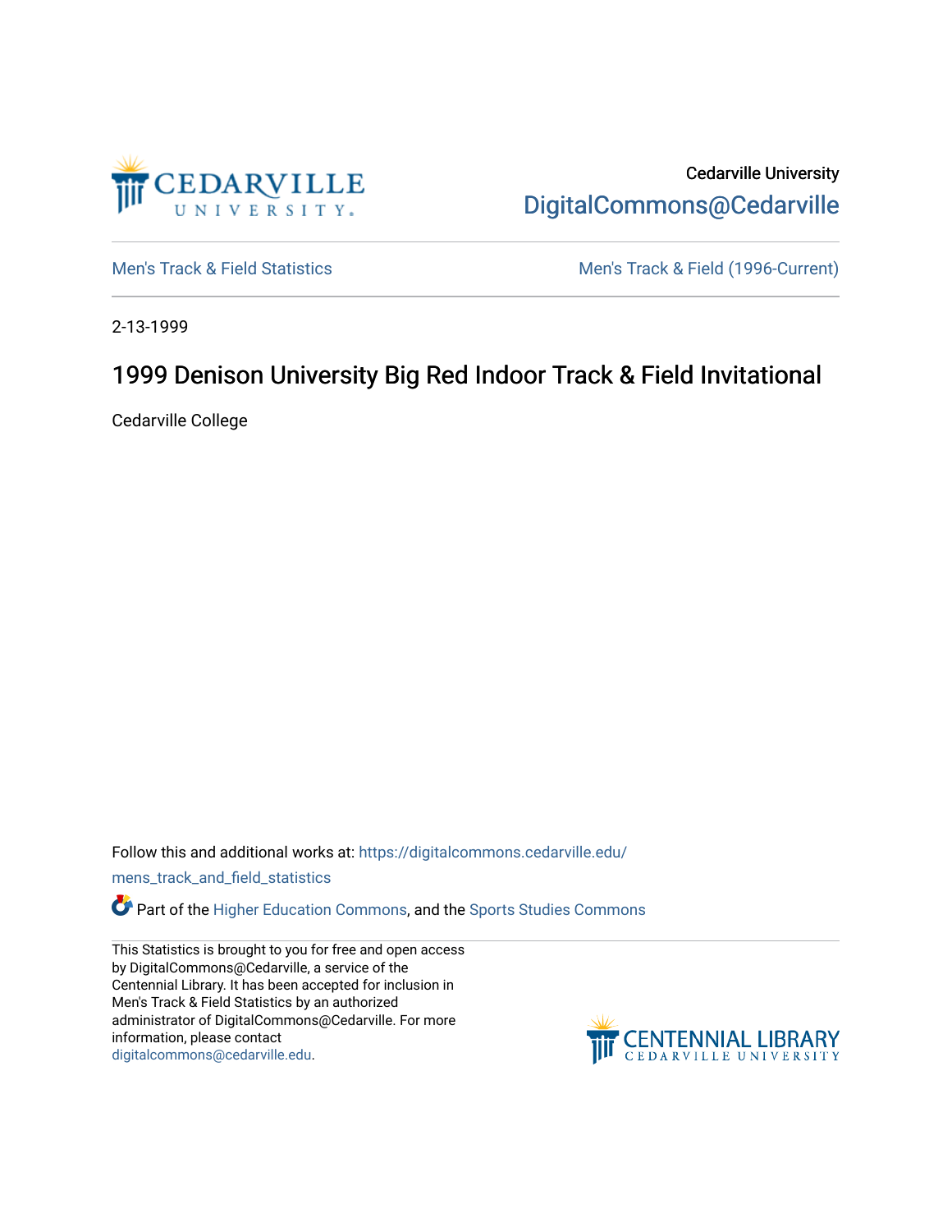Cedarville University

DigitalCommons@Cedarville

Men's Track & Field Statistics

Men's Track & Field (1996-Current)

2-13-1999

# 1999 Denison University Big Red Indoor Track & Field Invitational

Cedarville College

Follow this and additional works at: https://digitalcommons.cedarville.edu/mens_track_and_field_statistics

Part of the Higher Education Commons, and the Sports Studies Commons

This Statistics is brought to you for free and open access by DigitalCommons@Cedarville, a service of the Centennial Library. It has been accepted for inclusion in Men's Track & Field Statistics by an authorized administrator of DigitalCommons@Cedarville. For more information, please contact digitalcommons@cedarville.edu.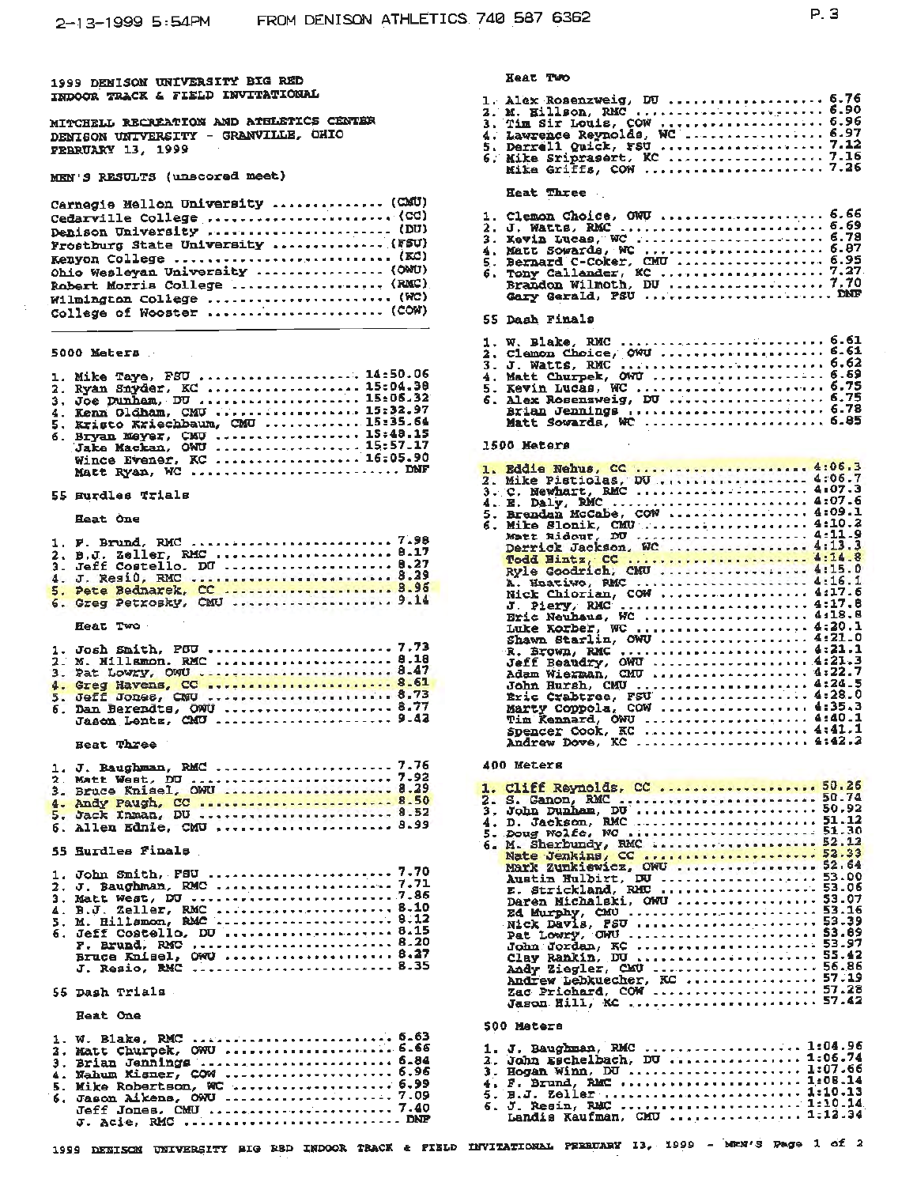# 1999 DENISON UNIVERSITY BIG RED INDOOR TRACK & FIELD INVITATIONAL

MITCHELL RECREATION AND ATHLETICS CENTER
DENISON UNIVERSITY - GRANVILLE, OHIO
FEBRUARY 13, 1999

## MEN'S RESULTS (unscored meet)

- Carnegie Mellon University ............... (CMU)
- Cedarville College ....................... (CC)
- Denison University ....................... (DU)
- Frostburg State University ............... (FSU)
- Kenyon College ........................... (KC)
- Ohio Wesleyan University ................. (OWU)
- Robert Morris College .................... (RMC)
- Wilmington College ....................... (WC)
- College of Wooster ....................... (COW)

---

### 5000 Meters

1. Mike Taye, FSU ..................... 14:50.06
2. Ryan Snyder, KC ..................... 15:04.38
3. Joe Dunham, DU ..................... 15:08.32
4. Kenn Oldham, CMU ..................... 15:32.97
5. Kristo Kriechbaum, CMU ..................... 15:35.64
6. Bryan Meyer, CMU ..................... 15:48.15

Jake Mackan, OWU ..................... 15:57.17
Wince Evener, KC ..................... 16:05.90
Matt Ryan, WC ..................... DNF

### 55 Hurdles Trials

#### Heat One

1. F. Brund, RMC ..................... 7.98
2. B.J. Zeller, RMC ..................... 8.17
3. Jeff Costello, DU ..................... 8.27
4. J. Resi0, RMC ..................... 8.29
5. Pete Bednarek, CC ..................... 8.96
6. Greg Petrosky, CMU ..................... 9.14

#### Heat Two

1. Josh Smith, FSU ..................... 7.73
2. M. Hillamon, RMC ..................... 8.18
3. Pat Lowry, OWU ..................... 8.47
4. Greg Havens, CC ..................... 8.61
5. Jeff Jones, CMU ..................... 8.73
6. Dan Berendts, OWU ..................... 8.77

Jason Lentz, CMU ..................... 9.42

#### Heat Three

1. J. Baughman, RMC ..................... 7.76
2. Matt West, DU ..................... 7.92
3. Bruce Knisel, OWU ..................... 8.29
4. Andy Paugh, CC ..................... 8.50
5. Jack Inman, DU ..................... 8.52
6. Allen Ednie, CMU ..................... 8.99

### 55 Hurdles Finals

1. John Smith, FSU ..................... 7.70
2. J. Baughman, RMC ..................... 7.71
3. Matt West, DU ..................... 7.86
4. B.J. Zeller, RMC ..................... 8.10
5. M. Hillamon, RMC ..................... 8.12
6. Jeff Costello, DU ..................... 8.15

F. Brund, RMC ..................... 8.20
Bruce Knisel, OWU ..................... 8.27
J. Resio, RMC ..................... 8.35

### 55 Dash Trials

#### Heat One

1. W. Blake, RMC ..................... 6.63
2. Matt Churpek, OWU ..................... 6.66
3. Brian Jennings ..................... 6.84
4. Nahum Kisner, COW ..................... 6.96
5. Mike Robertson, WC ..................... 6.99
6. Jason Aikens, OWU ..................... 7.09

Jeff Jones, CMU ..................... 7.40
J. Acie, RMC ..................... DNF

#### Heat Two

1. Alex Rosenzweig, DU ..................... 6.76
2. M. Hillson, RMC ..................... 6.90
3. Tim Sir Louis, COW ..................... 6.96
4. Lawrence Reynolds, WC ..................... 6.97
5. Derrell Quick, FSU ..................... 7.12
6. Mike Sriprasert, KC ..................... 7.16

Mike Griffs, COW ..................... 7.26

#### Heat Three

1. Clemon Choice, OWU ..................... 6.66
2. J. Watts, RMC ..................... 6.69
3. Kevin Lucas, WC ..................... 6.78
4. Matt Sowards, WC ..................... 6.87
5. Bernard C-Coker, CMU ..................... 6.95
6. Tony Callander, KC ..................... 7.27

Brandon Wilmoth, DU ..................... 7.70
Gary Gerald, FSU ..................... DNF

### 55 Dash Finals

1. W. Blake, RMC ..................... 6.61
2. Clemon Choice, OWU ..................... 6.61
3. J. Watts, RMC ..................... 6.62
4. Matt Churpek, OWU ..................... 6.69
5. Kevin Lucas, WC ..................... 6.75
6. Alex Rosenzweig, DU ..................... 6.75

Brian Jennings ..................... 6.78
Matt Sowards, WC ..................... 6.85

### 1500 Meters

1. Eddie Nehus, CC ..................... 4:06.3
2. Mike Pistiolas, DU ..................... 4:06.7
3. C. Newhart, RMC ..................... 4:07.3
4. E. Daly, RMC ..................... 4:07.6
5. Brendan McCabe, COW ..................... 4:09.1
6. Mike Slonik, CMU ..................... 4:10.2

Matt Ridout, DU ..................... 4:11.9
Derrick Jackson, WC ..................... 4:13.3
Todd Hintz, CC ..................... 4:14.8
Kyle Goodrich, CMU ..................... 4:15.0
A. Hnatiwo, RMC ..................... 4:16.1
Nick Chiorian, COW ..................... 4:17.6
J. Piery, RMC ..................... 4:17.8
Eric Neuhaus, WC ..................... 4:18.8
Luke Korber, WC ..................... 4:20.1
Shawn Starlin, OWU ..................... 4:21.0
R. Brown, RMC ..................... 4:21.1
Jeff Beaudry, OWU ..................... 4:21.3
Adam Wiexman, CMU ..................... 4:22.7
John Hursh, CMU ..................... 4:24.5
Eric Crabtree, FSU ..................... 4:28.0
Marty Coppola, COW ..................... 4:35.3
Tim Kennard, OWU ..................... 4:40.1
Spencer Cook, KC ..................... 4:41.1
Andrew Dove, KC ..................... 4:42.2

### 400 Meters

1. Cliff Reynolds, CC ..................... 50.26
2. S. Ganon, RMC ..................... 50.74
3. John Dunham, DU ..................... 50.92
4. D. Jackson, RMC ..................... 51.12
5. Doug Wolfe, WC ..................... 51.30
6. M. Sherbundy, RMC ..................... 52.12

Nate Jenkins, CC ..................... 52.33
Mark Zunkiewicz, OWU ..................... 52.64
Austin Hulbirt, DU ..................... 53.00
E. Strickland, RMC ..................... 53.06
Daren Michalski, OWU ..................... 53.07
Ed Murphy, CMU ..................... 53.16
Nick Davis, FSU ..................... 53.39
Pat Lowry, OWU ..................... 53.89
John Jordan, KC ..................... 53.97
Clay Rankin, DU ..................... 55.42
Andy Ziegler, CMU ..................... 56.86
Andrew Lebkuecher, KC ..................... 57.19
Zac Prichard, COW ..................... 57.28
Jason Hill, KC ..................... 57.42

### 500 Meters

1. J. Baughman, RMC ..................... 1:04.96
2. John Eschelbach, DU ..................... 1:06.74
3. Hogan Winn, DU ..................... 1:07.66
4. F. Brund, RMC ..................... 1:08.14
5. B.J. Zeller ..................... 1:10.13
6. J. Resio, RMC ..................... 1:10.14

Landis Kaufman, CMU ..................... 1:12.34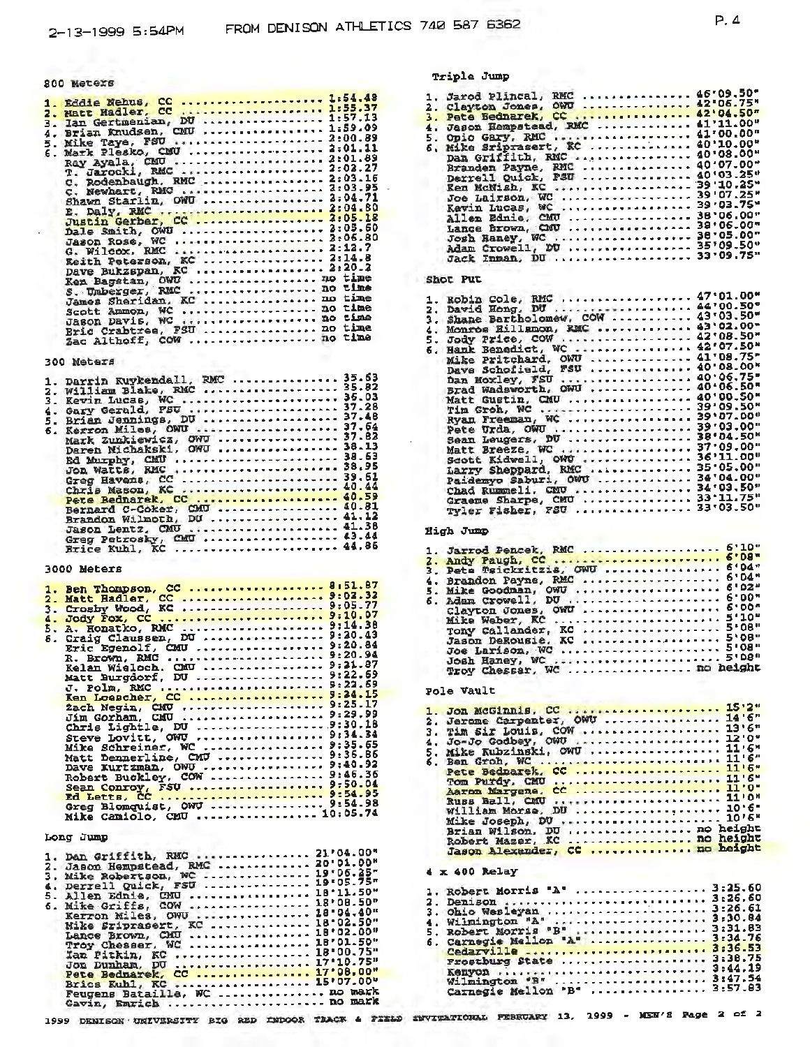## 800 Meters

1. Eddie Nehus, CC .................... 1:54.48
2. Matt Hadler, CC .................... 1:55.37
3. Ian Gertmenian, DU .................... 1:57.13
4. Brian Knudsen, CMU .................... 1:59.09
5. Mike Taye, FSU .................... 2:00.89
6. Mark Plesko, CMU .................... 2:01.11

Ray Ayala, CMU .................... 2:01.89
T. Jarocki, RMC .................... 2:02.27
C. Rodenbaugh, RMC .................... 2:03.16
C. Newhart, RMC .................... 2:03.95
Shawn Starlin, OWU .................... 2:04.71
E. Daly, RMC .................... 2:04.80
Justin Gerber, CC .................... 2:05.18
Dale Smith, OWU .................... 2:05.60
Jason Rose, WC .................... 2:06.80
G. Wilcox, RMC .................... 2:12.7
Keith Peterson, KC .................... 2:14.8
Dave Bukzspan, KC .................... 2:20.2
Ken Bagstan, OWU .................... no time
S. Umberger, RMC .................... no time
James Sheridan, KC .................... no time
Scott Ammon, WC .................... no time
Jason Davis, WC .................... no time
Eric Crabtree, FSU .................... no time
Zac Althoff, COW .................... no time

## 300 Meters

1. Darrin Kuykendall, RMC .................... 35.63
2. William Blake, RMC .................... 35.82
3. Kevin Lucas, WC .................... 36.03
4. Gary Gerald, FSU .................... 37.28
5. Brian Jennings, DU .................... 37.48
6. Kerron Miles, OWU .................... 37.64

Mark Zunkiewicz, OWU .................... 37.82
Daren Nichakski, OWU .................... 38.13
Ed Murphy, CMU .................... 38.63
Jon Watts, RMC .................... 38.95
Greg Havens, CC .................... 39.61
Chris Mason, KC .................... 40.44
Pete Bednarek, CC .................... 40.59
Bernard C-Coker, CMU .................... 40.81
Brandon Wilmoth, DU .................... 41.12
Jason Lentz, CMU .................... 41.38
Greg Petrosky, CMU .................... 43.44
Brice Kuhl, KC .................... 44.86

## 3000 Meters

1. Ben Thompson, CC .................... 8:51.87
2. Matt Hadler, CC .................... 9:02.32
3. Crosby Wood, KC .................... 9:05.77
4. Jody Fox, CC .................... 9:10.07
5. A. Honatko, RMC .................... 9:14.38
6. Craig Claussen, DU .................... 9:20.43

Eric Egenolf, CMU .................... 9:20.84
R. Brown, RMC .................... 9:20.94
Kelan Wieloch, CMU .................... 9:21.87
Matt Burgdorf, DU .................... 9:22.69
J. Polm, RMC .................... 9:22.69
Ken Loescher, CC .................... 9:24.15
Zach Negin, CMU .................... 9:25.17
Jim Gorham, CMU .................... 9:29.99
Chris Lightle, DU .................... 9:30.18
Steve Lovitt, OWU .................... 9:34.34
Mike Schreiner, WC .................... 9:35.65
Matt Dennerline, CMU .................... 9:36.86
Dave Kurtzman, OWU .................... 9:40.92
Robert Buckley, COW .................... 9:46.36
Sean Conroy, FSU .................... 9:50.04
Ed Letts, CC .................... 9:54.95
Greg Blomquist, OWU .................... 9:54.98
Mike Camiolo, CMU .................... 10:05.74

## Long Jump

1. Dan Griffith, RMC .................... 21'04.00"
2. Jason Hempstead, RMC .................... 20'01.00"
3. Mike Robertson, WC .................... 19'06.25"
4. Derrell Quick, FSU .................... 19'05.75"
5. Allen Ednie, CMU .................... 18'11.50"
6. Mike Griffs, COW .................... 18'08.50"

Kerron Miles, OWU .................... 18'04.40"
Mike Sriprasert, KC .................... 18'02.50"
Lance Brown, CMU .................... 18'02.00"
Troy Chesser, WC .................... 18'01.50"
Ian Pitkin, KC .................... 18'00.75"
Jon Dunham, DU .................... 17'10.75"
Pete Bednarek, CC .................... 17'08.00"
Brice Kuhl, KC .................... 15'07.00"
Feugens Bataille, WC .................... no mark
Gavin, Emrich .................... no mark

## Triple Jump

1. Jarod Plincal, RMC .................... 46'09.50"
2. Clayton Jones, OWU .................... 42'06.75"
3. Pete Bednarek, CC .................... 42'04.50"
4. Jason Hempstead, RMC .................... 41'11.00"
5. Opio Gary, RMC .................... 41'00.00"
6. Mike Sriprasert, KC .................... 40'10.00"

Dan Griffith, RMC .................... 40'08.00"
Branden Payne, RMC .................... 40'07.00"
Derrell Quick, FSU .................... 40'03.25"
Ken McNish, KC .................... 39'10.25"
Joe Lairson, WC .................... 39'07.25"
Kevin Lucas, WC .................... 39'03.75"
Allen Ednie, CMU .................... 38'06.00"
Lance Brown, CMU .................... 38'06.00"
Josh Haney, WC .................... 38'05.00"
Adam Crowell, DU .................... 35'09.50"
Jack Inman, DU .................... 33'09.75"

## Shot Put

1. Robin Cole, RMC .................... 47'01.00"
2. David Hong, DU .................... 44'00.50"
3. Shane Bartholomew, COW .................... 43'03.50"
4. Monroe Hillamon, RMC .................... 43'02.00"
5. Jody Price, COW .................... 42'08.50"
6. Hank Benedict, WC .................... 42'07.50"

Mike Pritchard, OWU .................... 41'08.75"
Dave Schofield, FSU .................... 40'08.00"
Dan Moxley, FSU .................... 40'06.75"
Brad Wadsworth, OWU .................... 40'06.50"
Matt Gustin, CMU .................... 40'00.50"
Tim Groh, WC .................... 39'09.50"
Ryan Freeman, WC .................... 39'07.00"
Pete Urda, OWU .................... 39'03.00"
Sean Leugers, DU .................... 38'04.50"
Matt Breeze, WC .................... 37'09.00"
Scott Kidwell, OWU .................... 36'11.00"
Larry Sheppard, RMC .................... 35'05.00"
Paidemyo Saburi, OWU .................... 34'04.00"
Chad Rummell, CMU .................... 34'03.50"
Graeme Sharpe, CMU .................... 33'11.75"
Tyler Fisher, FSU .................... 33'03.50"

## High Jump

1. Jarrod Pencek, RMC .................... 6'10"
2. Andy Paugh, CC .................... 6'08"
3. Pete Tsickritzis, OWU .................... 6'04"
4. Brandon Payne, RMC .................... 6'04"
5. Mike Goodman, OWU .................... 6'02"
6. Adam Crowell, DU .................... 6'00"

Clayton Jones, OWU .................... 6'00"
Mike Weber, KC .................... 5'10"
Tony Callander, KC .................... 5'08"
Jason DeRousie, KC .................... 5'08"
Joe Larison, WC .................... 5'08"
Josh Haney, WC .................... 5'08"
Troy Chessar, WC .................... no height

## Pole Vault

1. Jon McGinnis, CC .................... 15'2"
2. Jerome Carpenter, OWU .................... 14'6"
3. Tim Sir Louis, COW .................... 13'6"
4. Jo-Jo Godbey, OWU .................... 12'0"
5. Mike Kubzinski, OWU .................... 11'6"
6. Ben Groh, WC .................... 11'6"

Pete Bednarek, CC .................... 11'6"
Tom Purdy, CMU .................... 11'6"
Aaron Margene, CC .................... 11'0"
Russ Bell, CMU .................... 11'0"
William Morse, DU .................... 10'6"
Mike Joseph, DU .................... 10'6"
Brian Wilson, DU .................... no height
Robert Mazer, KC .................... no height
Jason Alexander, CC .................... no height

## 4 x 400 Relay

1. Robert Morris "A" .................... 3:25.60
2. Denison .................... 3:26.60
3. Ohio Wesleyan .................... 3:26.61
4. Wilmington "A" .................... 3:30.84
5. Robert Morris "B" .................... 3:31.83
6. Carnegie Mellon "A" .................... 3:34.76

Cedarville .................... 3:36.53
Frostburg State .................... 3:38.75
Kenyon .................... 3:44.19
Wilmington "B" .................... 3:47.54
Carnegie Mellon "B" .................... 3:57.83

1999 DENISON UNIVERSITY BIG RED INDOOR TRACK & FIELD INVITATIONAL FEBRUARY 13, 1999 - MEN'S